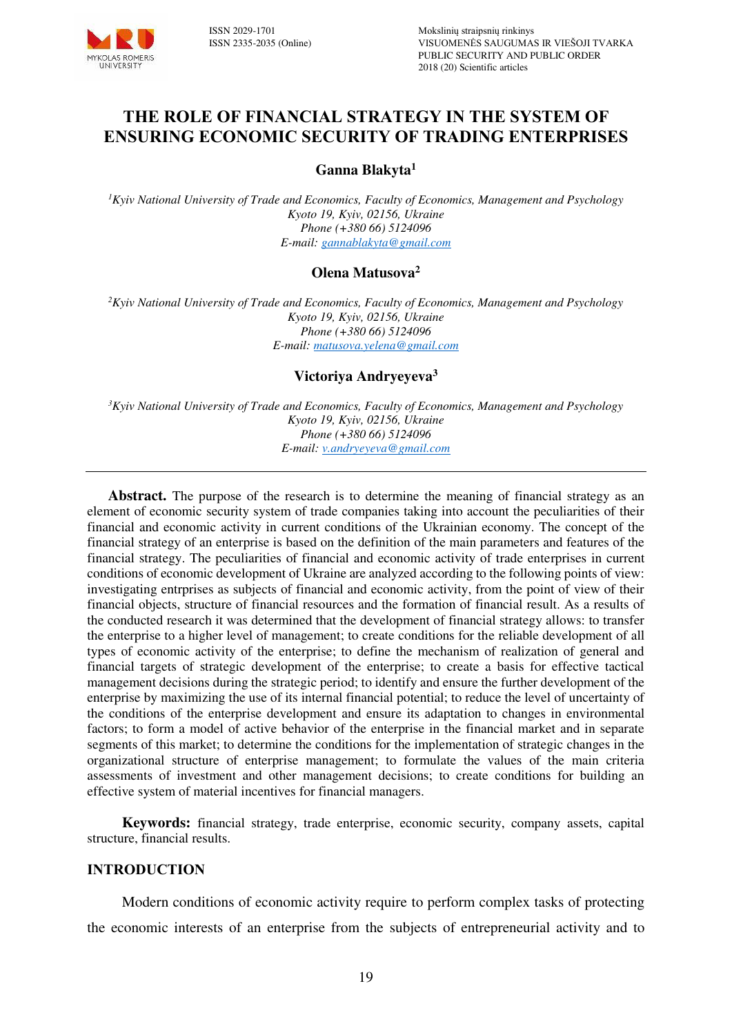# THE ROLE OF FINANCIAL STRATEGY IN THE SYSTEM OF ENSURING ECONOMIC SECURITY OF TRADING ENTERPRISES

**Ganna Blakyta**[1]

*[1]Kyiv National University of Trade and Economics, Faculty of Economics, Management and Psychology*
*Kyoto 19, Kyiv, 02156, Ukraine*
*Phone (+380 66) 5124096*
*E-mail: gannablakyta@gmail.com*

**Olena Matusova**[2]

*[2]Kyiv National University of Trade and Economics, Faculty of Economics, Management and Psychology*
*Kyoto 19, Kyiv, 02156, Ukraine*
*Phone (+380 66) 5124096*
*E-mail: matusova.yelena@gmail.com*

**Victoriya Andryeyeva**[3]

*[3]Kyiv National University of Trade and Economics, Faculty of Economics, Management and Psychology*
*Kyoto 19, Kyiv, 02156, Ukraine*
*Phone (+380 66) 5124096*
*E-mail: v.andryeyeva@gmail.com*

---

**Abstract.** The purpose of the research is to determine the meaning of financial strategy as an element of economic security system of trade companies taking into account the peculiarities of their financial and economic activity in current conditions of the Ukrainian economy. The concept of the financial strategy of an enterprise is based on the definition of the main parameters and features of the financial strategy. The peculiarities of financial and economic activity of trade enterprises in current conditions of economic development of Ukraine are analyzed according to the following points of view: investigating entrprises as subjects of financial and economic activity, from the point of view of their financial objects, structure of financial resources and the formation of financial result. As a results of the conducted research it was determined that the development of financial strategy allows: to transfer the enterprise to a higher level of management; to create conditions for the reliable development of all types of economic activity of the enterprise; to define the mechanism of realization of general and financial targets of strategic development of the enterprise; to create a basis for effective tactical management decisions during the strategic period; to identify and ensure the further development of the enterprise by maximizing the use of its internal financial potential; to reduce the level of uncertainty of the conditions of the enterprise development and ensure its adaptation to changes in environmental factors; to form a model of active behavior of the enterprise in the financial market and in separate segments of this market; to determine the conditions for the implementation of strategic changes in the organizational structure of enterprise management; to formulate the values of the main criteria assessments of investment and other management decisions; to create conditions for building an effective system of material incentives for financial managers.

**Keywords:** financial strategy, trade enterprise, economic security, company assets, capital structure, financial results.

## INTRODUCTION

Modern conditions of economic activity require to perform complex tasks of protecting the economic interests of an enterprise from the subjects of entrepreneurial activity and to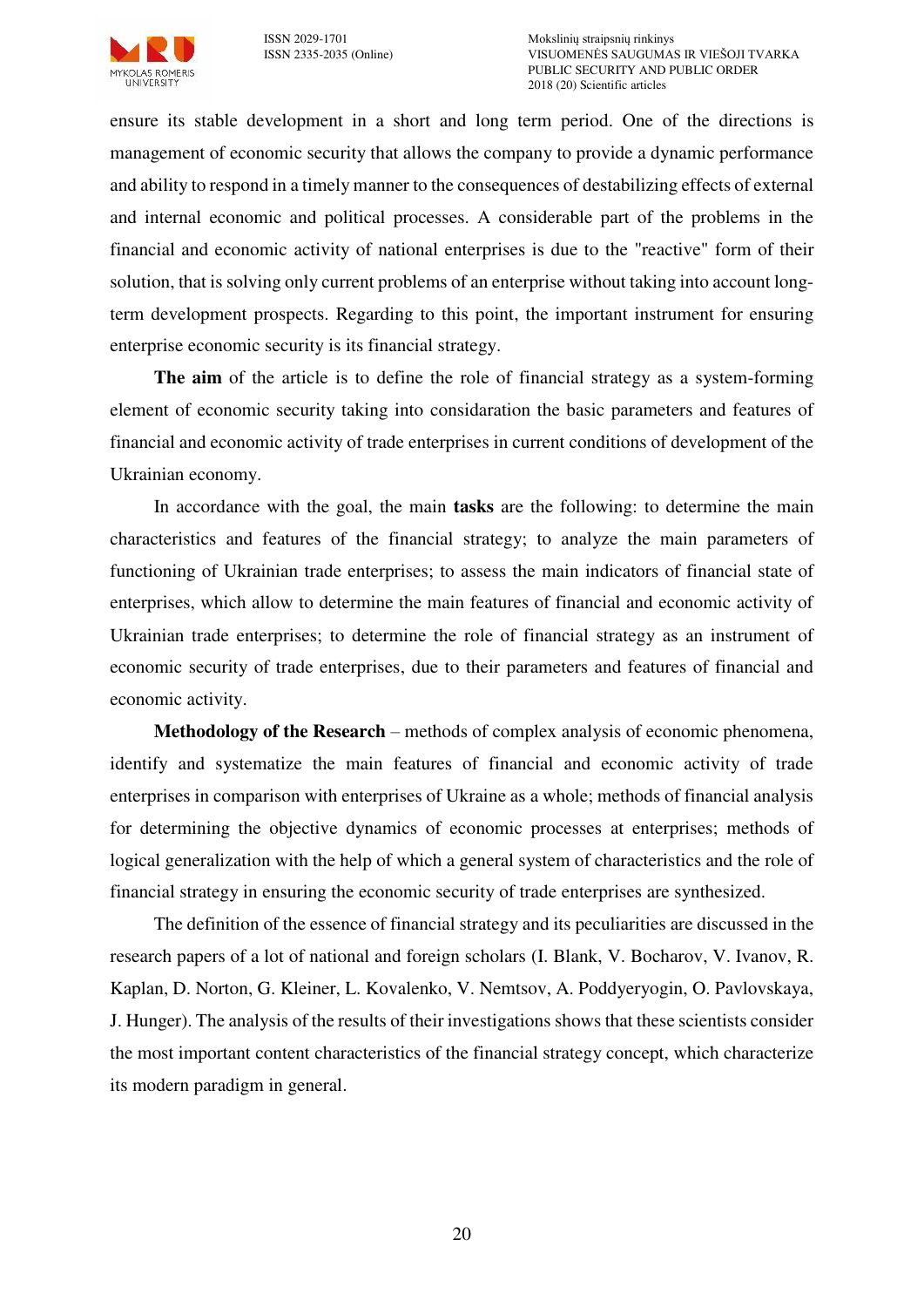ensure its stable development in a short and long term period. One of the directions is management of economic security that allows the company to provide a dynamic performance and ability to respond in a timely manner to the consequences of destabilizing effects of external and internal economic and political processes. A considerable part of the problems in the financial and economic activity of national enterprises is due to the "reactive" form of their solution, that is solving only current problems of an enterprise without taking into account long-term development prospects. Regarding to this point, the important instrument for ensuring enterprise economic security is its financial strategy.

**The aim** of the article is to define the role of financial strategy as a system-forming element of economic security taking into considaration the basic parameters and features of financial and economic activity of trade enterprises in current conditions of development of the Ukrainian economy.

In accordance with the goal, the main **tasks** are the following: to determine the main characteristics and features of the financial strategy; to analyze the main parameters of functioning of Ukrainian trade enterprises; to assess the main indicators of financial state of enterprises, which allow to determine the main features of financial and economic activity of Ukrainian trade enterprises; to determine the role of financial strategy as an instrument of economic security of trade enterprises, due to their parameters and features of financial and economic activity.

**Methodology of the Research** – methods of complex analysis of economic phenomena, identify and systematize the main features of financial and economic activity of trade enterprises in comparison with enterprises of Ukraine as a whole; methods of financial analysis for determining the objective dynamics of economic processes at enterprises; methods of logical generalization with the help of which a general system of characteristics and the role of financial strategy in ensuring the economic security of trade enterprises are synthesized.

The definition of the essence of financial strategy and its peculiarities are discussed in the research papers of a lot of national and foreign scholars (I. Blank, V. Bocharov, V. Ivanov, R. Kaplan, D. Norton, G. Kleiner, L. Kovalenko, V. Nemtsov, A. Poddyeryogin, O. Pavlovskaya, J. Hunger). The analysis of the results of their investigations shows that these scientists consider the most important content characteristics of the financial strategy concept, which characterize its modern paradigm in general.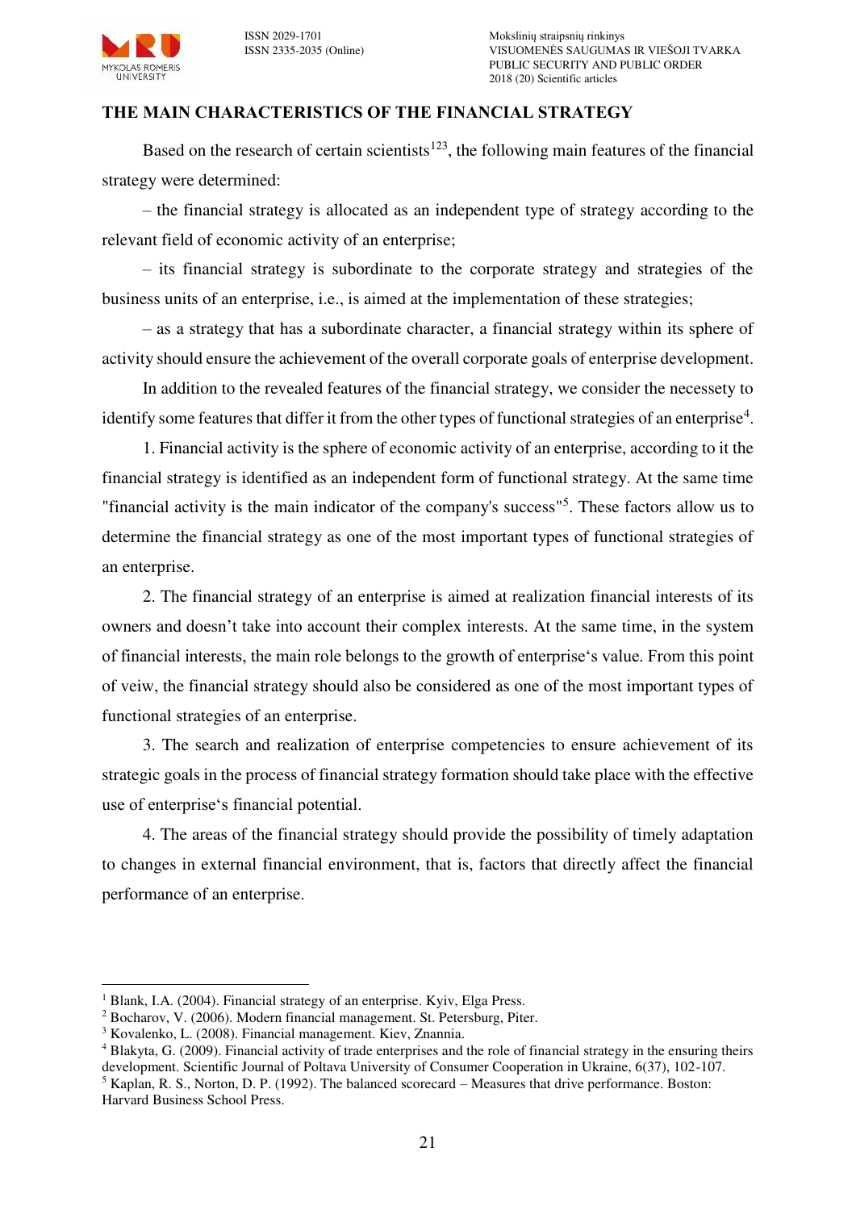## THE MAIN CHARACTERISTICS OF THE FINANCIAL STRATEGY

Based on the research of certain scientists[1][2][3], the following main features of the financial strategy were determined:

– the financial strategy is allocated as an independent type of strategy according to the relevant field of economic activity of an enterprise;

– its financial strategy is subordinate to the corporate strategy and strategies of the business units of an enterprise, i.e., is aimed at the implementation of these strategies;

– as a strategy that has a subordinate character, a financial strategy within its sphere of activity should ensure the achievement of the overall corporate goals of enterprise development.

In addition to the revealed features of the financial strategy, we consider the necessety to identify some features that differ it from the other types of functional strategies of an enterprise[4].

1. Financial activity is the sphere of economic activity of an enterprise, according to it the financial strategy is identified as an independent form of functional strategy. At the same time "financial activity is the main indicator of the company's success"[5]. These factors allow us to determine the financial strategy as one of the most important types of functional strategies of an enterprise.

2. The financial strategy of an enterprise is aimed at realization financial interests of its owners and doesn't take into account their complex interests. At the same time, in the system of financial interests, the main role belongs to the growth of enterprise's value. From this point of veiw, the financial strategy should also be considered as one of the most important types of functional strategies of an enterprise.

3. The search and realization of enterprise competencies to ensure achievement of its strategic goals in the process of financial strategy formation should take place with the effective use of enterprise's financial potential.

4. The areas of the financial strategy should provide the possibility of timely adaptation to changes in external financial environment, that is, factors that directly affect the financial performance of an enterprise.

---

[1] Blank, I.A. (2004). Financial strategy of an enterprise. Kyiv, Elga Press.

[2] Bocharov, V. (2006). Modern financial management. St. Petersburg, Piter.

[3] Kovalenko, L. (2008). Financial management. Kiev, Znannia.

[4] Blakyta, G. (2009). Financial activity of trade enterprises and the role of financial strategy in the ensuring theirs development. Scientific Journal of Poltava University of Consumer Cooperation in Ukraine, 6(37), 102-107.

[5] Kaplan, R. S., Norton, D. P. (1992). The balanced scorecard – Measures that drive performance. Boston: Harvard Business School Press.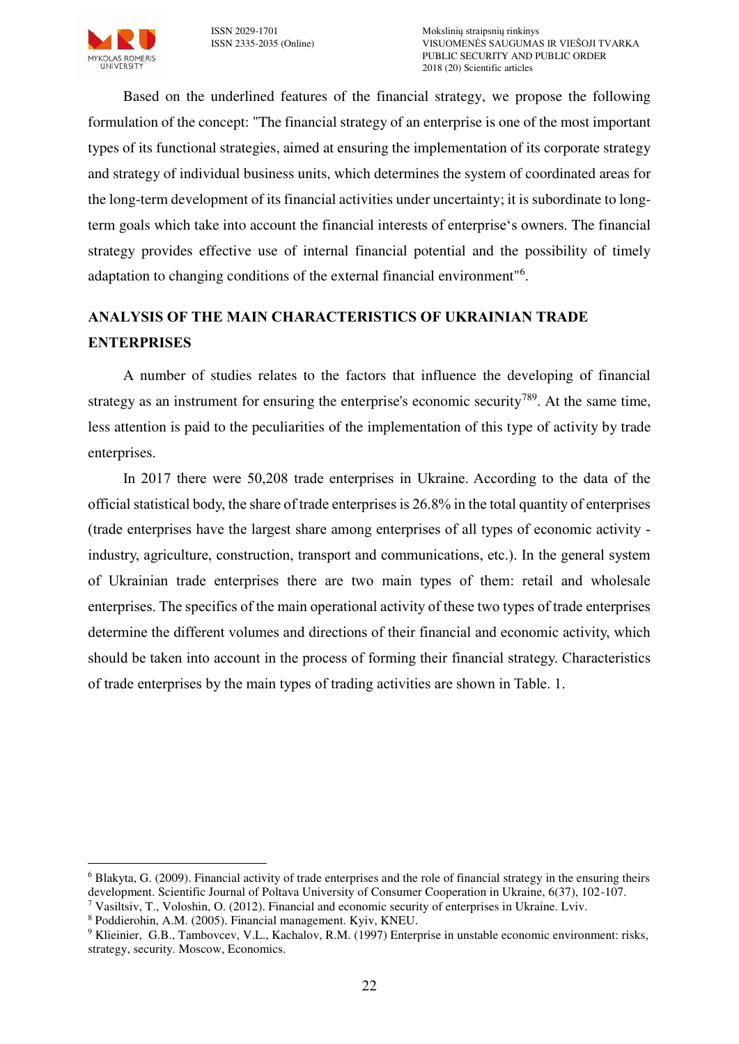Based on the underlined features of the financial strategy, we propose the following formulation of the concept: "The financial strategy of an enterprise is one of the most important types of its functional strategies, aimed at ensuring the implementation of its corporate strategy and strategy of individual business units, which determines the system of coordinated areas for the long-term development of its financial activities under uncertainty; it is subordinate to long-term goals which take into account the financial interests of enterprise's owners. The financial strategy provides effective use of internal financial potential and the possibility of timely adaptation to changing conditions of the external financial environment"[6].

## ANALYSIS OF THE MAIN CHARACTERISTICS OF UKRAINIAN TRADE ENTERPRISES

A number of studies relates to the factors that influence the developing of financial strategy as an instrument for ensuring the enterprise's economic security[7,8,9]. At the same time, less attention is paid to the peculiarities of the implementation of this type of activity by trade enterprises.

In 2017 there were 50,208 trade enterprises in Ukraine. According to the data of the official statistical body, the share of trade enterprises is 26.8% in the total quantity of enterprises (trade enterprises have the largest share among enterprises of all types of economic activity - industry, agriculture, construction, transport and communications, etc.). In the general system of Ukrainian trade enterprises there are two main types of them: retail and wholesale enterprises. The specifics of the main operational activity of these two types of trade enterprises determine the different volumes and directions of their financial and economic activity, which should be taken into account in the process of forming their financial strategy. Characteristics of trade enterprises by the main types of trading activities are shown in Table. 1.

[6] Blakyta, G. (2009). Financial activity of trade enterprises and the role of financial strategy in the ensuring theirs development. Scientific Journal of Poltava University of Consumer Cooperation in Ukraine, 6(37), 102-107.

[7] Vasiltsiv, T., Voloshin, O. (2012). Financial and economic security of enterprises in Ukraine. Lviv.

[8] Poddierohin, A.M. (2005). Financial management. Kyiv, KNEU.

[9] Klieinier, G.B., Tambovcev, V.L., Kachalov, R.M. (1997) Enterprise in unstable economic environment: risks, strategy, security. Moscow, Economics.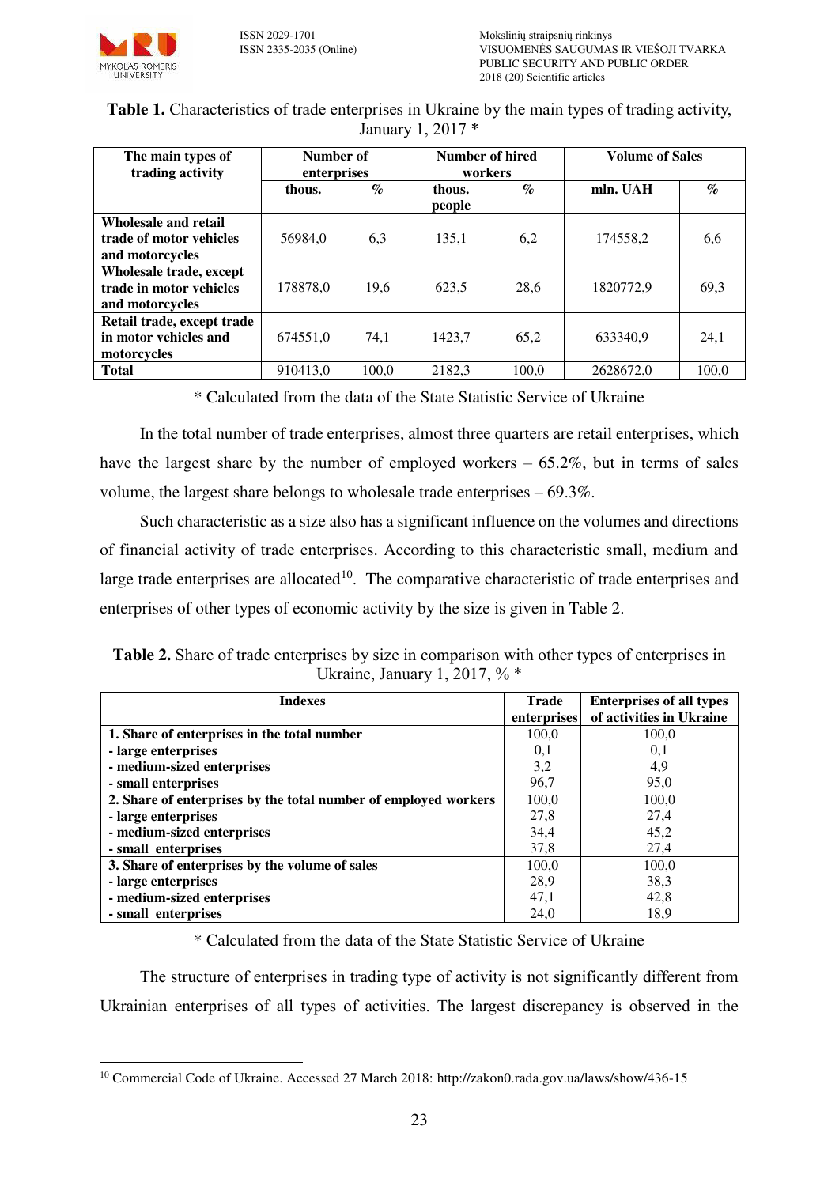**Table 1.** Characteristics of trade enterprises in Ukraine by the main types of trading activity, January 1, 2017 *

| The main types of trading activity | Number of enterprises | | Number of hired workers | | Volume of Sales | |
|---|---|---|---|---|---|---|
| | thous. | % | thous. people | % | mln. UAH | % |
| **Wholesale and retail trade of motor vehicles and motorcycles** | 56984,0 | 6,3 | 135,1 | 6,2 | 174558,2 | 6,6 |
| **Wholesale trade, except trade in motor vehicles and motorcycles** | 178878,0 | 19,6 | 623,5 | 28,6 | 1820772,9 | 69,3 |
| **Retail trade, except trade in motor vehicles and motorcycles** | 674551,0 | 74,1 | 1423,7 | 65,2 | 633340,9 | 24,1 |
| **Total** | 910413,0 | 100,0 | 2182,3 | 100,0 | 2628672,0 | 100,0 |

\* Calculated from the data of the State Statistic Service of Ukraine

In the total number of trade enterprises, almost three quarters are retail enterprises, which have the largest share by the number of employed workers – 65.2%, but in terms of sales volume, the largest share belongs to wholesale trade enterprises – 69.3%.

Such characteristic as a size also has a significant influence on the volumes and directions of financial activity of trade enterprises. According to this characteristic small, medium and large trade enterprises are allocated[10]. The comparative characteristic of trade enterprises and enterprises of other types of economic activity by the size is given in Table 2.

**Table 2.** Share of trade enterprises by size in comparison with other types of enterprises in Ukraine, January 1, 2017, % *

| Indexes | Trade enterprises | Enterprises of all types of activities in Ukraine |
|---|---|---|
| **1. Share of enterprises in the total number** | 100,0 | 100,0 |
| **- large enterprises** | 0,1 | 0,1 |
| **- medium-sized enterprises** | 3,2 | 4,9 |
| **- small enterprises** | 96,7 | 95,0 |
| **2. Share of enterprises by the total number of employed workers** | 100,0 | 100,0 |
| **- large enterprises** | 27,8 | 27,4 |
| **- medium-sized enterprises** | 34,4 | 45,2 |
| **- small enterprises** | 37,8 | 27,4 |
| **3. Share of enterprises by the volume of sales** | 100,0 | 100,0 |
| **- large enterprises** | 28,9 | 38,3 |
| **- medium-sized enterprises** | 47,1 | 42,8 |
| **- small enterprises** | 24,0 | 18,9 |

\* Calculated from the data of the State Statistic Service of Ukraine

The structure of enterprises in trading type of activity is not significantly different from Ukrainian enterprises of all types of activities. The largest discrepancy is observed in the

[10] Commercial Code of Ukraine. Accessed 27 March 2018: http://zakon0.rada.gov.ua/laws/show/436-15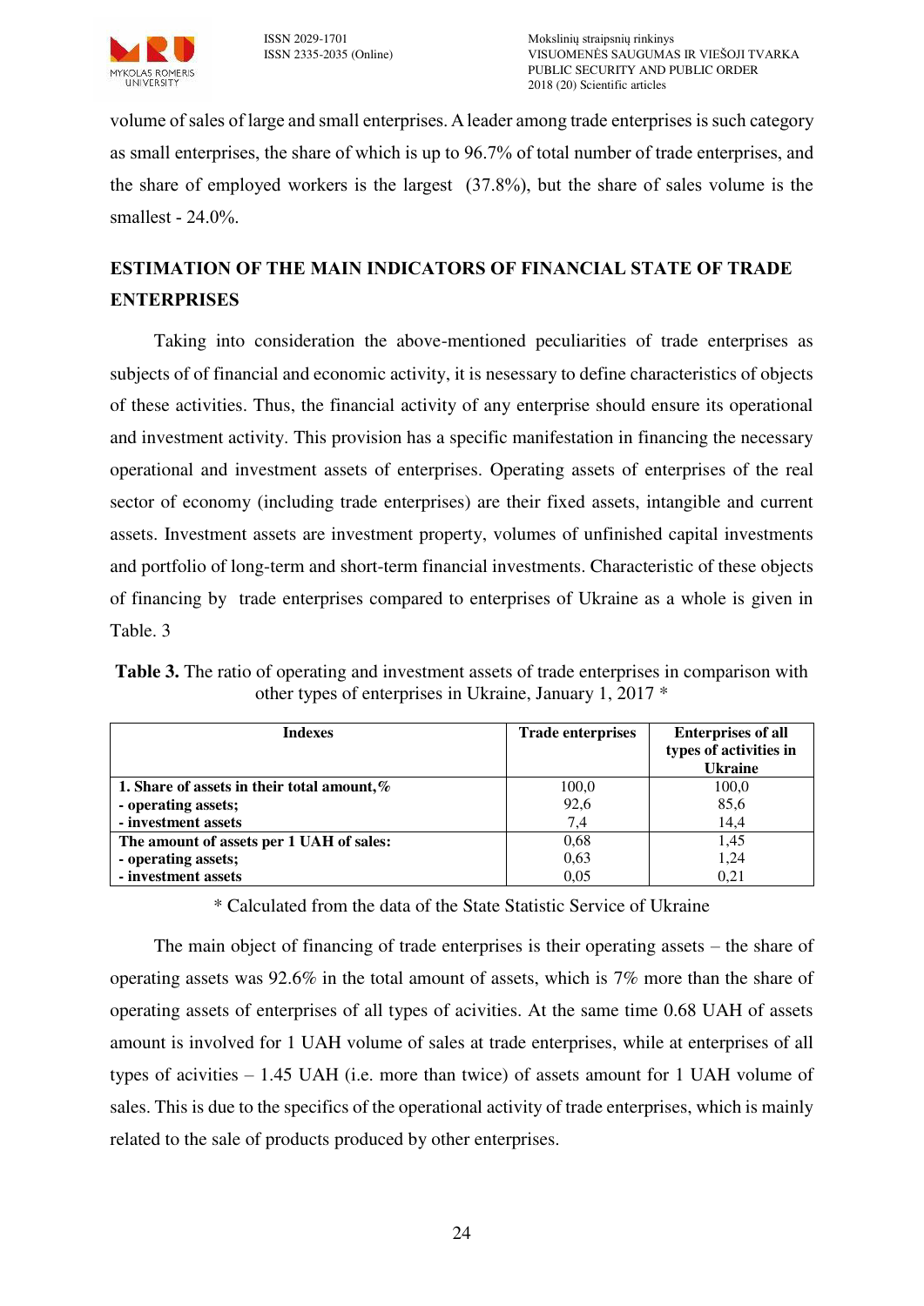volume of sales of large and small enterprises. A leader among trade enterprises is such category as small enterprises, the share of which is up to 96.7% of total number of trade enterprises, and the share of employed workers is the largest (37.8%), but the share of sales volume is the smallest - 24.0%.

## ESTIMATION OF THE MAIN INDICATORS OF FINANCIAL STATE OF TRADE ENTERPRISES

Taking into consideration the above-mentioned peculiarities of trade enterprises as subjects of of financial and economic activity, it is nesessary to define characteristics of objects of these activities. Thus, the financial activity of any enterprise should ensure its operational and investment activity. This provision has a specific manifestation in financing the necessary operational and investment assets of enterprises. Operating assets of enterprises of the real sector of economy (including trade enterprises) are their fixed assets, intangible and current assets. Investment assets are investment property, volumes of unfinished capital investments and portfolio of long-term and short-term financial investments. Characteristic of these objects of financing by trade enterprises compared to enterprises of Ukraine as a whole is given in Table. 3

**Table 3.** The ratio of operating and investment assets of trade enterprises in comparison with other types of enterprises in Ukraine, January 1, 2017 *

| Indexes | Trade enterprises | Enterprises of all types of activities in Ukraine |
|---|---|---|
| **1. Share of assets in their total amount,%** | 100,0 | 100,0 |
| **- operating assets;** | 92,6 | 85,6 |
| **- investment assets** | 7,4 | 14,4 |
| **The amount of assets per 1 UAH of sales:** | 0,68 | 1,45 |
| **- operating assets;** | 0,63 | 1,24 |
| **- investment assets** | 0,05 | 0,21 |

\* Calculated from the data of the State Statistic Service of Ukraine

The main object of financing of trade enterprises is their operating assets – the share of operating assets was 92.6% in the total amount of assets, which is 7% more than the share of operating assets of enterprises of all types of acivities. At the same time 0.68 UAH of assets amount is involved for 1 UAH volume of sales at trade enterprises, while at enterprises of all types of acivities – 1.45 UAH (i.e. more than twice) of assets amount for 1 UAH volume of sales. This is due to the specifics of the operational activity of trade enterprises, which is mainly related to the sale of products produced by other enterprises.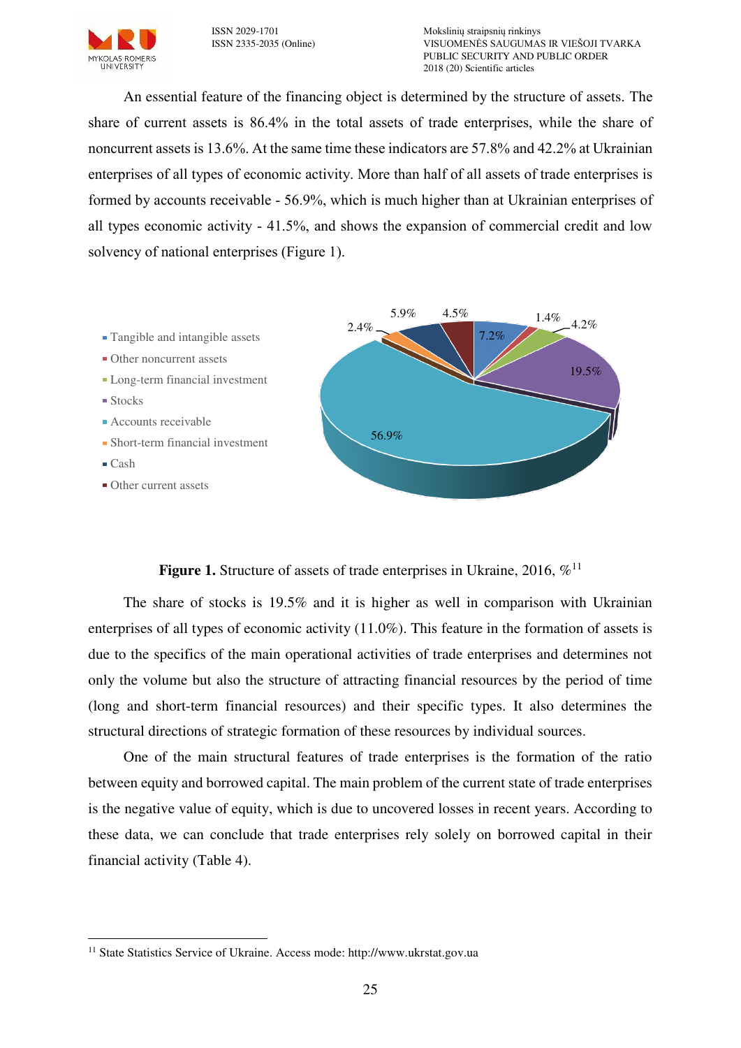An essential feature of the financing object is determined by the structure of assets. The share of current assets is 86.4% in the total assets of trade enterprises, while the share of noncurrent assets is 13.6%. At the same time these indicators are 57.8% and 42.2% at Ukrainian enterprises of all types of economic activity. More than half of all assets of trade enterprises is formed by accounts receivable - 56.9%, which is much higher than at Ukrainian enterprises of all types economic activity - 41.5%, and shows the expansion of commercial credit and low solvency of national enterprises (Figure 1).

- Tangible and intangible assets
- Other noncurrent assets
- Long-term financial investment
- Stocks
- Accounts receivable
- Short-term financial investment
- Cash
- Other current assets

7.2%
1.4%
4.2%
19.5%
56.9%
2.4%
5.9%
4.5%

**Figure 1.** Structure of assets of trade enterprises in Ukraine, 2016, %[11]

The share of stocks is 19.5% and it is higher as well in comparison with Ukrainian enterprises of all types of economic activity (11.0%). This feature in the formation of assets is due to the specifics of the main operational activities of trade enterprises and determines not only the volume but also the structure of attracting financial resources by the period of time (long and short-term financial resources) and their specific types. It also determines the structural directions of strategic formation of these resources by individual sources.

One of the main structural features of trade enterprises is the formation of the ratio between equity and borrowed capital. The main problem of the current state of trade enterprises is the negative value of equity, which is due to uncovered losses in recent years. According to these data, we can conclude that trade enterprises rely solely on borrowed capital in their financial activity (Table 4).

[11] State Statistics Service of Ukraine. Access mode: http://www.ukrstat.gov.ua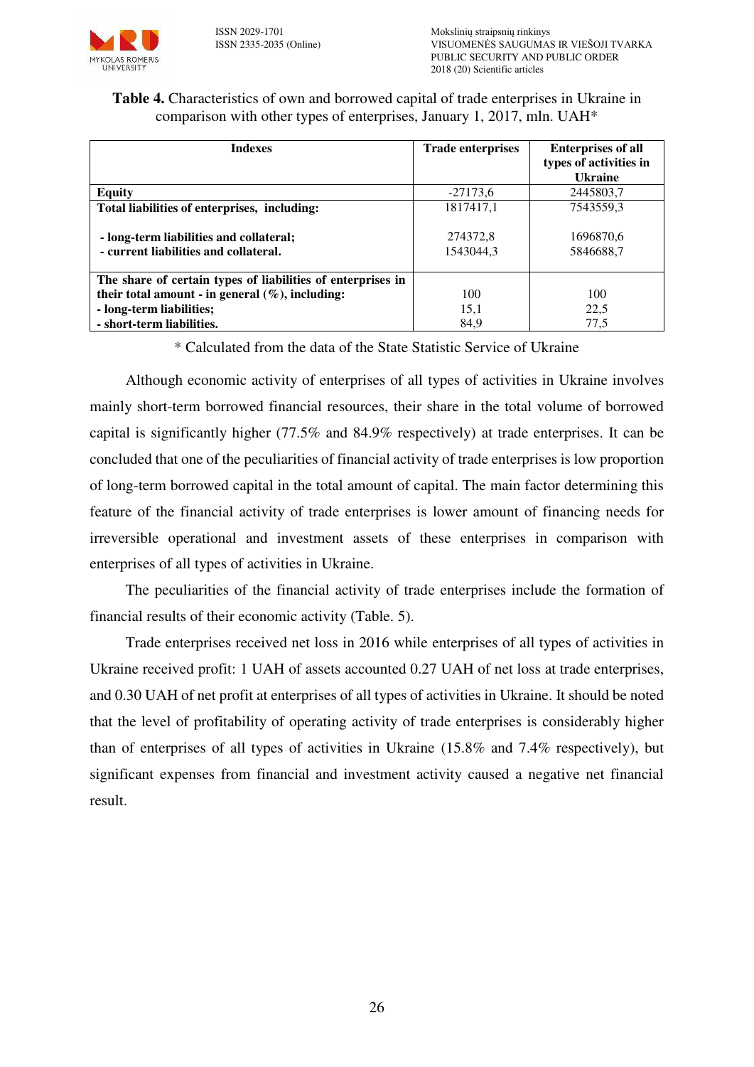**Table 4.** Characteristics of own and borrowed capital of trade enterprises in Ukraine in comparison with other types of enterprises, January 1, 2017, mln. UAH*

| Indexes | Trade enterprises | Enterprises of all types of activities in Ukraine |
|---|---|---|
| **Equity** | -27173,6 | 2445803,7 |
| **Total liabilities of enterprises, including:** | 1817417,1 | 7543559,3 |
| **- long-term liabilities and collateral;** | 274372,8 | 1696870,6 |
| **- current liabilities and collateral.** | 1543044,3 | 5846688,7 |
| **The share of certain types of liabilities of enterprises in their total amount - in general (%), including:** | 100 | 100 |
| **- long-term liabilities;** | 15,1 | 22,5 |
| **- short-term liabilities.** | 84,9 | 77,5 |

\* Calculated from the data of the State Statistic Service of Ukraine

Although economic activity of enterprises of all types of activities in Ukraine involves mainly short-term borrowed financial resources, their share in the total volume of borrowed capital is significantly higher (77.5% and 84.9% respectively) at trade enterprises. It can be concluded that one of the peculiarities of financial activity of trade enterprises is low proportion of long-term borrowed capital in the total amount of capital. The main factor determining this feature of the financial activity of trade enterprises is lower amount of financing needs for irreversible operational and investment assets of these enterprises in comparison with enterprises of all types of activities in Ukraine.

The peculiarities of the financial activity of trade enterprises include the formation of financial results of their economic activity (Table. 5).

Trade enterprises received net loss in 2016 while enterprises of all types of activities in Ukraine received profit: 1 UAH of assets accounted 0.27 UAH of net loss at trade enterprises, and 0.30 UAH of net profit at enterprises of all types of activities in Ukraine. It should be noted that the level of profitability of operating activity of trade enterprises is considerably higher than of enterprises of all types of activities in Ukraine (15.8% and 7.4% respectively), but significant expenses from financial and investment activity caused a negative net financial result.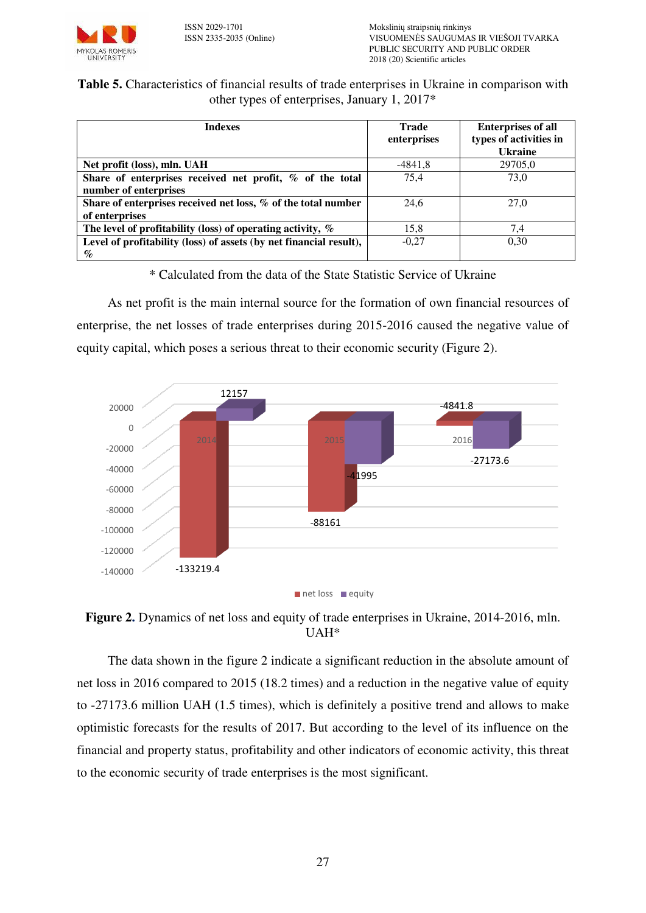**Table 5.** Characteristics of financial results of trade enterprises in Ukraine in comparison with other types of enterprises, January 1, 2017*

| Indexes | Trade enterprises | Enterprises of all types of activities in Ukraine |
|---|---|---|
| **Net profit (loss), mln. UAH** | -4841,8 | 29705,0 |
| **Share of enterprises received net profit, % of the total number of enterprises** | 75,4 | 73,0 |
| **Share of enterprises received net loss, % of the total number of enterprises** | 24,6 | 27,0 |
| **The level of profitability (loss) of operating activity, %** | 15,8 | 7,4 |
| **Level of profitability (loss) of assets (by net financial result), %** | -0,27 | 0,30 |

\* Calculated from the data of the State Statistic Service of Ukraine

As net profit is the main internal source for the formation of own financial resources of enterprise, the net losses of trade enterprises during 2015-2016 caused the negative value of equity capital, which poses a serious threat to their economic security (Figure 2).

20000
0
-20000
-40000
-60000
-80000
-100000
-120000
-140000

2014
12157
-133219.4

2015
-41995
-88161

2016
-4841.8
-27173.6

net loss
equity

**Figure 2.** Dynamics of net loss and equity of trade enterprises in Ukraine, 2014-2016, mln. UAH*

The data shown in the figure 2 indicate a significant reduction in the absolute amount of net loss in 2016 compared to 2015 (18.2 times) and a reduction in the negative value of equity to -27173.6 million UAH (1.5 times), which is definitely a positive trend and allows to make optimistic forecasts for the results of 2017. But according to the level of its influence on the financial and property status, profitability and other indicators of economic activity, this threat to the economic security of trade enterprises is the most significant.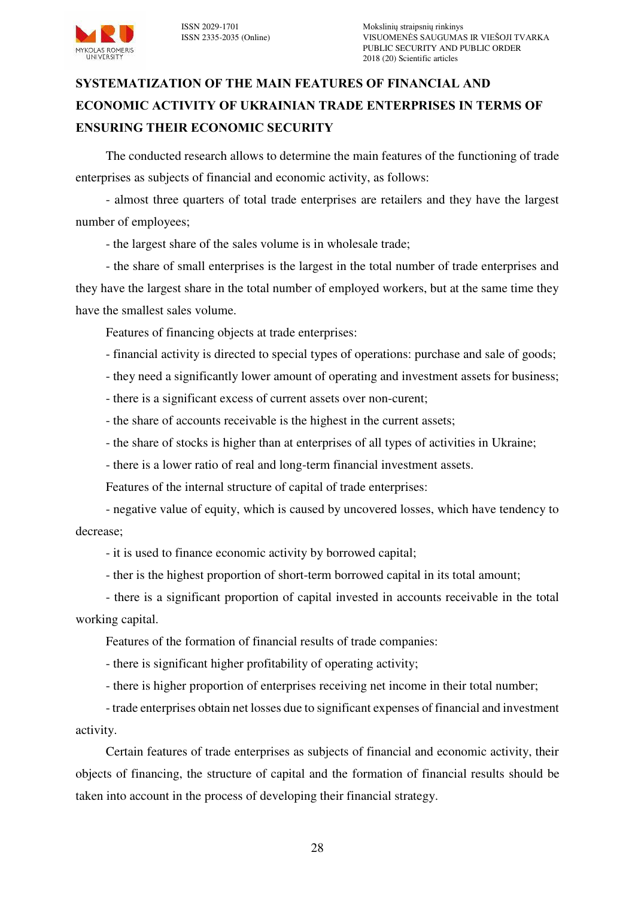## SYSTEMATIZATION OF THE MAIN FEATURES OF FINANCIAL AND ECONOMIC ACTIVITY OF UKRAINIAN TRADE ENTERPRISES IN TERMS OF ENSURING THEIR ECONOMIC SECURITY

The conducted research allows to determine the main features of the functioning of trade enterprises as subjects of financial and economic activity, as follows:

- almost three quarters of total trade enterprises are retailers and they have the largest number of employees;
- the largest share of the sales volume is in wholesale trade;
- the share of small enterprises is the largest in the total number of trade enterprises and they have the largest share in the total number of employed workers, but at the same time they have the smallest sales volume.

Features of financing objects at trade enterprises:

- financial activity is directed to special types of operations: purchase and sale of goods;
- they need a significantly lower amount of operating and investment assets for business;
- there is a significant excess of current assets over non-curent;
- the share of accounts receivable is the highest in the current assets;
- the share of stocks is higher than at enterprises of all types of activities in Ukraine;
- there is a lower ratio of real and long-term financial investment assets.

Features of the internal structure of capital of trade enterprises:

- negative value of equity, which is caused by uncovered losses, which have tendency to decrease;
- it is used to finance economic activity by borrowed capital;
- ther is the highest proportion of short-term borrowed capital in its total amount;
- there is a significant proportion of capital invested in accounts receivable in the total working capital.

Features of the formation of financial results of trade companies:

- there is significant higher profitability of operating activity;
- there is higher proportion of enterprises receiving net income in their total number;
- trade enterprises obtain net losses due to significant expenses of financial and investment activity.

Certain features of trade enterprises as subjects of financial and economic activity, their objects of financing, the structure of capital and the formation of financial results should be taken into account in the process of developing their financial strategy.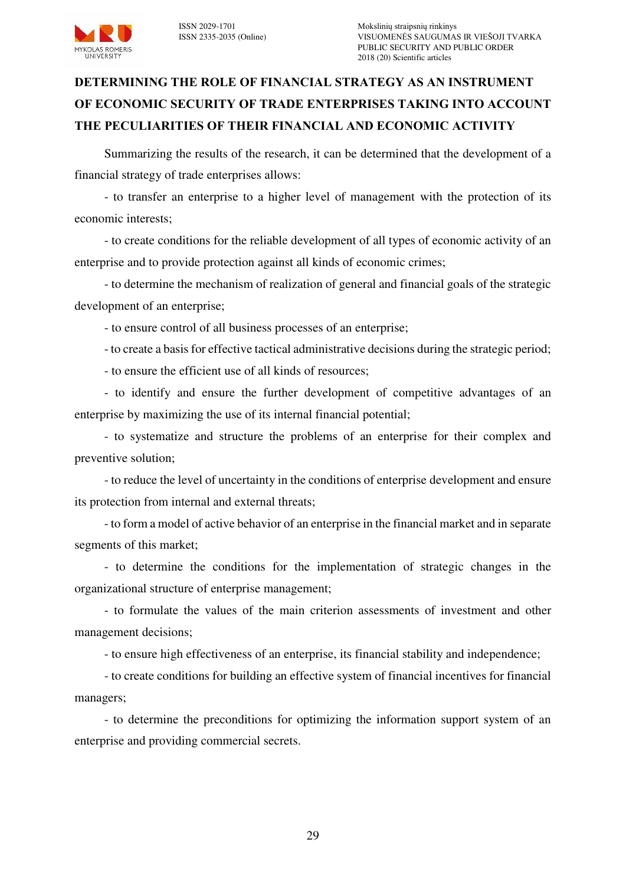## DETERMINING THE ROLE OF FINANCIAL STRATEGY AS AN INSTRUMENT OF ECONOMIC SECURITY OF TRADE ENTERPRISES TAKING INTO ACCOUNT THE PECULIARITIES OF THEIR FINANCIAL AND ECONOMIC ACTIVITY

Summarizing the results of the research, it can be determined that the development of a financial strategy of trade enterprises allows:

- to transfer an enterprise to a higher level of management with the protection of its economic interests;
- to create conditions for the reliable development of all types of economic activity of an enterprise and to provide protection against all kinds of economic crimes;
- to determine the mechanism of realization of general and financial goals of the strategic development of an enterprise;
- to ensure control of all business processes of an enterprise;
- to create a basis for effective tactical administrative decisions during the strategic period;
- to ensure the efficient use of all kinds of resources;
- to identify and ensure the further development of competitive advantages of an enterprise by maximizing the use of its internal financial potential;
- to systematize and structure the problems of an enterprise for their complex and preventive solution;
- to reduce the level of uncertainty in the conditions of enterprise development and ensure its protection from internal and external threats;
- to form a model of active behavior of an enterprise in the financial market and in separate segments of this market;
- to determine the conditions for the implementation of strategic changes in the organizational structure of enterprise management;
- to formulate the values of the main criterion assessments of investment and other management decisions;
- to ensure high effectiveness of an enterprise, its financial stability and independence;
- to create conditions for building an effective system of financial incentives for financial managers;
- to determine the preconditions for optimizing the information support system of an enterprise and providing commercial secrets.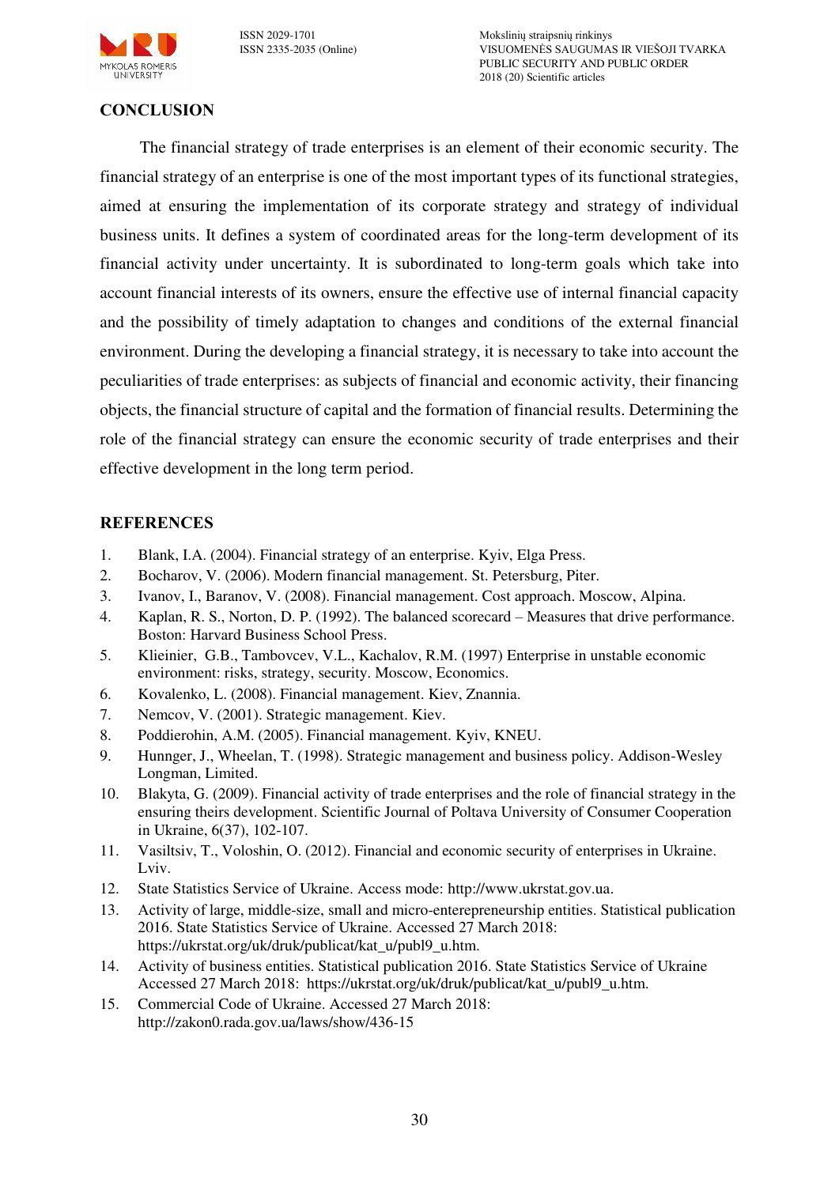## CONCLUSION

The financial strategy of trade enterprises is an element of their economic security. The financial strategy of an enterprise is one of the most important types of its functional strategies, aimed at ensuring the implementation of its corporate strategy and strategy of individual business units. It defines a system of coordinated areas for the long-term development of its financial activity under uncertainty. It is subordinated to long-term goals which take into account financial interests of its owners, ensure the effective use of internal financial capacity and the possibility of timely adaptation to changes and conditions of the external financial environment. During the developing a financial strategy, it is necessary to take into account the peculiarities of trade enterprises: as subjects of financial and economic activity, their financing objects, the financial structure of capital and the formation of financial results. Determining the role of the financial strategy can ensure the economic security of trade enterprises and their effective development in the long term period.

## REFERENCES

1. Blank, I.A. (2004). Financial strategy of an enterprise. Kyiv, Elga Press.
2. Bocharov, V. (2006). Modern financial management. St. Petersburg, Piter.
3. Ivanov, I., Baranov, V. (2008). Financial management. Cost approach. Moscow, Alpina.
4. Kaplan, R. S., Norton, D. P. (1992). The balanced scorecard – Measures that drive performance. Boston: Harvard Business School Press.
5. Klieinier, G.B., Tambovcev, V.L., Kachalov, R.M. (1997) Enterprise in unstable economic environment: risks, strategy, security. Moscow, Economics.
6. Kovalenko, L. (2008). Financial management. Kiev, Znannia.
7. Nemcov, V. (2001). Strategic management. Kiev.
8. Poddierohin, A.M. (2005). Financial management. Kyiv, KNEU.
9. Hunnger, J., Wheelan, T. (1998). Strategic management and business policy. Addison-Wesley Longman, Limited.
10. Blakyta, G. (2009). Financial activity of trade enterprises and the role of financial strategy in the ensuring theirs development. Scientific Journal of Poltava University of Consumer Cooperation in Ukraine, 6(37), 102-107.
11. Vasiltsiv, T., Voloshin, O. (2012). Financial and economic security of enterprises in Ukraine. Lviv.
12. State Statistics Service of Ukraine. Access mode: http://www.ukrstat.gov.ua.
13. Activity of large, middle-size, small and micro-enterepreneurship entities. Statistical publication 2016. State Statistics Service of Ukraine. Accessed 27 March 2018: https://ukrstat.org/uk/druk/publicat/kat_u/publ9_u.htm.
14. Activity of business entities. Statistical publication 2016. State Statistics Service of Ukraine Accessed 27 March 2018: https://ukrstat.org/uk/druk/publicat/kat_u/publ9_u.htm.
15. Commercial Code of Ukraine. Accessed 27 March 2018: http://zakon0.rada.gov.ua/laws/show/436-15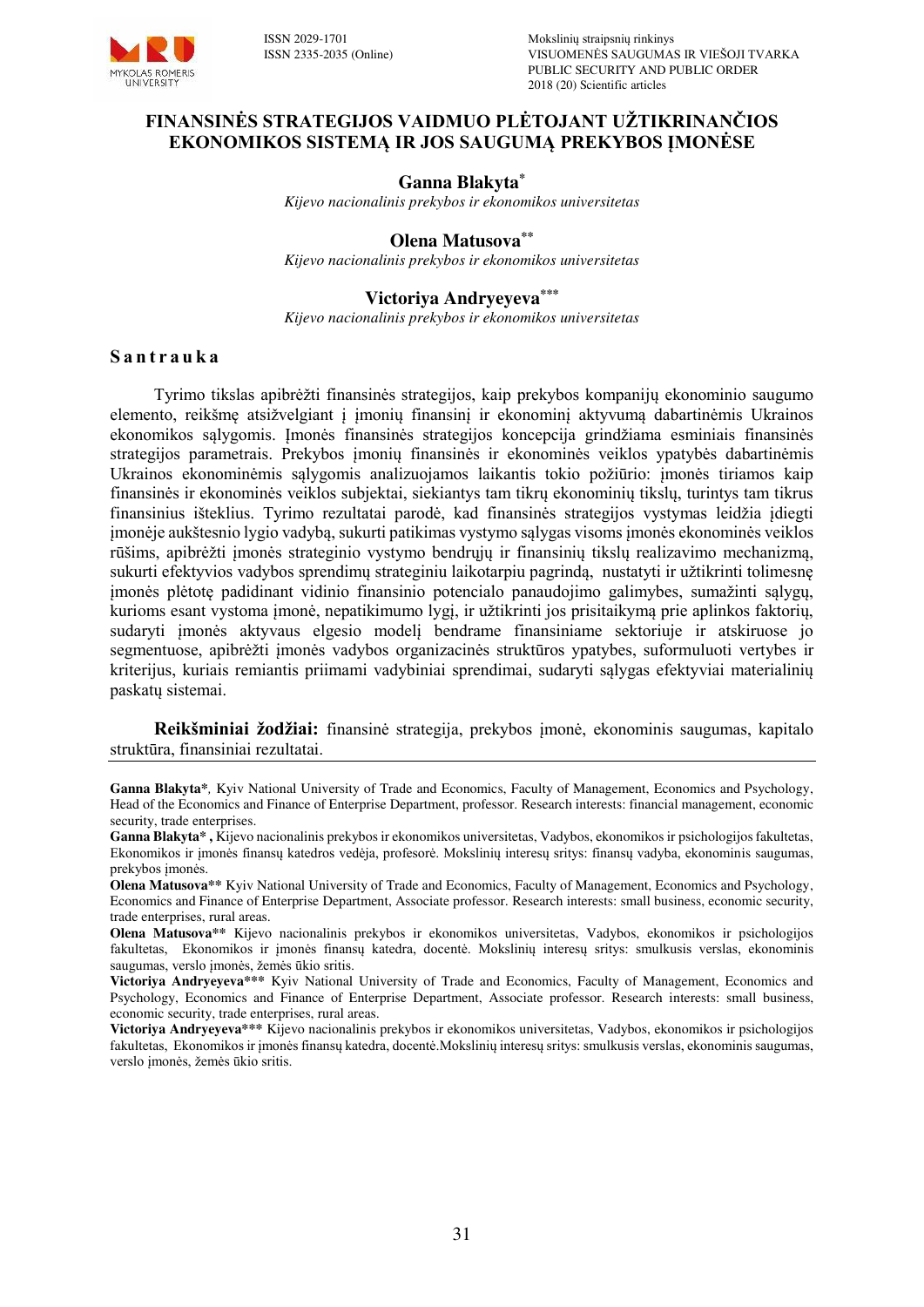# FINANSINĖS STRATEGIJOS VAIDMUO PLĖTOJANT UŽTIKRINANČIOS EKONOMIKOS SISTEMĄ IR JOS SAUGUMĄ PREKYBOS ĮMONĖSE

**Ganna Blakyta**[*]

*Kijevo nacionalinis prekybos ir ekonomikos universitetas*

**Olena Matusova**[**]

*Kijevo nacionalinis prekybos ir ekonomikos universitetas*

**Victoriya Andryeyeva**[***]

*Kijevo nacionalinis prekybos ir ekonomikos universitetas*

## Santrauka

Tyrimo tikslas apibrėžti finansinės strategijos, kaip prekybos kompanijų ekonominio saugumo elemento, reikšmę atsižvelgiant į įmonių finansinį ir ekonominį aktyvumą dabartinėmis Ukrainos ekonomikos sąlygomis. Įmonės finansinės strategijos koncepcija grindžiama esminiais finansinės strategijos parametrais. Prekybos įmonių finansinės ir ekonominės veiklos ypatybės dabartinėmis Ukrainos ekonominėmis sąlygomis analizuojamos laikantis tokio požiūrio: įmonės tiriamos kaip finansinės ir ekonominės veiklos subjektai, siekiantys tam tikrų ekonominių tikslų, turintys tam tikrus finansinius išteklius. Tyrimo rezultatai parodė, kad finansinės strategijos vystymas leidžia įdiegti įmonėje aukštesnio lygio vadybą, sukurti patikimas vystymo sąlygas visoms įmonės ekonominės veiklos rūšims, apibrėžti įmonės strateginio vystymo bendrųjų ir finansinių tikslų realizavimo mechanizmą, sukurti efektyvios vadybos sprendimų strateginiu laikotarpiu pagrindą, nustatyti ir užtikrinti tolimesnę įmonės plėtotę padidinant vidinio finansinio potencialo panaudojimo galimybes, sumažinti sąlygų, kurioms esant vystoma įmonė, nepatikimumo lygį, ir užtikrinti jos prisitaikymą prie aplinkos faktorių, sudaryti įmonės aktyvaus elgesio modelį bendrame finansiniame sektoriuje ir atskiruose jo segmentuose, apibrėžti įmonės vadybos organizacinės struktūros ypatybes, suformuluoti vertybes ir kriterijus, kuriais remiantis priimami vadybiniai sprendimai, sudaryti sąlygas efektyviai materialinių paskatų sistemai.

**Reikšminiai žodžiai:** finansinė strategija, prekybos įmonė, ekonominis saugumas, kapitalo struktūra, finansiniai rezultatai.

---

**Ganna Blakyta***, Kyiv National University of Trade and Economics, Faculty of Management, Economics and Psychology, Head of the Economics and Finance of Enterprise Department, professor. Research interests: financial management, economic security, trade enterprises.

**Ganna Blakyta* ,** Kijevo nacionalinis prekybos ir ekonomikos universitetas, Vadybos, ekonomikos ir psichologijos fakultetas, Ekonomikos ir įmonės finansų katedros vedėja, profesorė. Mokslinių interesų sritys: finansų vadyba, ekonominis saugumas, prekybos įmonės.

**Olena Matusova**** Kyiv National University of Trade and Economics, Faculty of Management, Economics and Psychology, Economics and Finance of Enterprise Department, Associate professor. Research interests: small business, economic security, trade enterprises, rural areas.

**Olena Matusova**** Kijevo nacionalinis prekybos ir ekonomikos universitetas, Vadybos, ekonomikos ir psichologijos fakultetas, Ekonomikos ir įmonės finansų katedra, docentė. Mokslinių interesų sritys: smulkusis verslas, ekonominis saugumas, verslo įmonės, žemės ūkio sritis.

**Victoriya Andryeyeva***** Kyiv National University of Trade and Economics, Faculty of Management, Economics and Psychology, Economics and Finance of Enterprise Department, Associate professor. Research interests: small business, economic security, trade enterprises, rural areas.

**Victoriya Andryeyeva***** Kijevo nacionalinis prekybos ir ekonomikos universitetas, Vadybos, ekonomikos ir psichologijos fakultetas, Ekonomikos ir įmonės finansų katedra, docentė. Mokslinių interesų sritys: smulkusis verslas, ekonominis saugumas, verslo įmonės, žemės ūkio sritis.